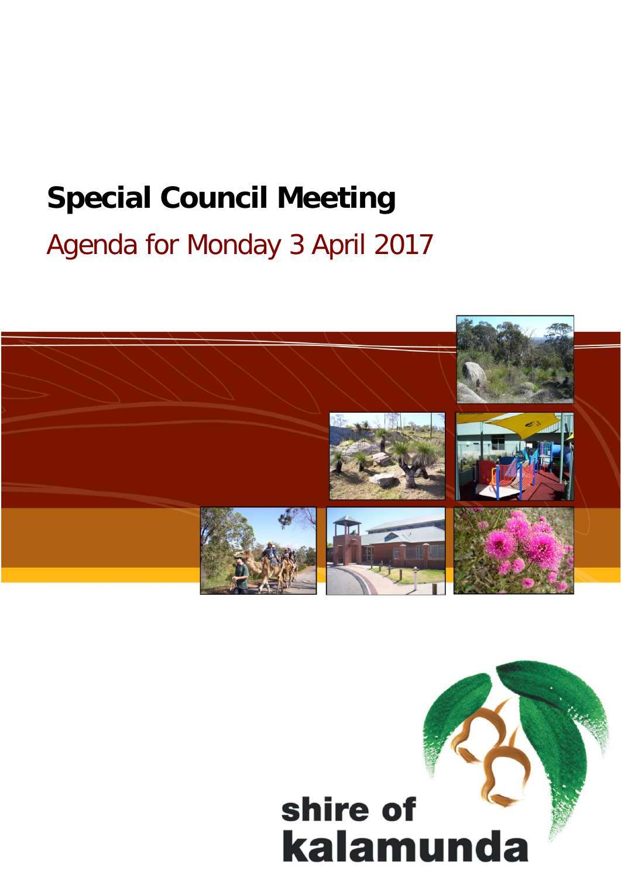# Special Council Meeting

## Agenda for Monday 3 April 2017

shire of
kalamunda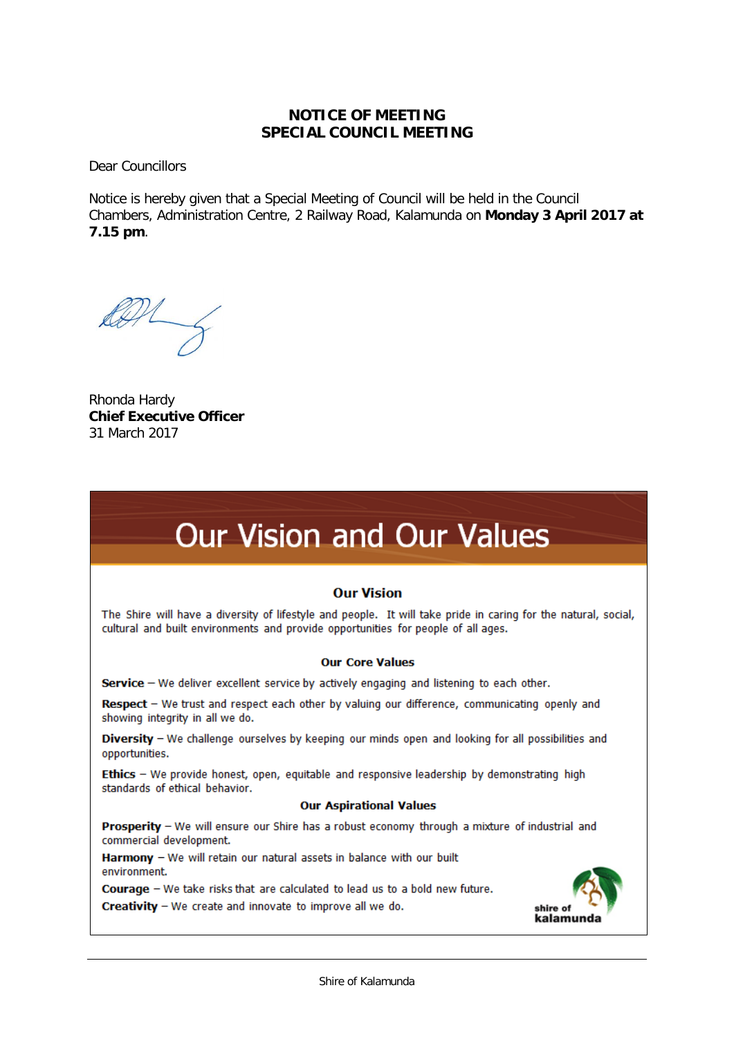# NOTICE OF MEETING
## SPECIAL COUNCIL MEETING

Dear Councillors

Notice is hereby given that a Special Meeting of Council will be held in the Council Chambers, Administration Centre, 2 Railway Road, Kalamunda on **Monday 3 April 2017 at 7.15 pm**.

Rhonda Hardy
**Chief Executive Officer**
31 March 2017

# Our Vision and Our Values

### Our Vision

The Shire will have a diversity of lifestyle and people. It will take pride in caring for the natural, social, cultural and built environments and provide opportunities for people of all ages.

### Our Core Values

**Service** – We deliver excellent service by actively engaging and listening to each other.

**Respect** – We trust and respect each other by valuing our difference, communicating openly and showing integrity in all we do.

**Diversity** – We challenge ourselves by keeping our minds open and looking for all possibilities and opportunities.

**Ethics** – We provide honest, open, equitable and responsive leadership by demonstrating high standards of ethical behavior.

### Our Aspirational Values

**Prosperity** – We will ensure our Shire has a robust economy through a mixture of industrial and commercial development.

**Harmony** – We will retain our natural assets in balance with our built environment.

**Courage** – We take risks that are calculated to lead us to a bold new future.

**Creativity** – We create and innovate to improve all we do.

shire of kalamunda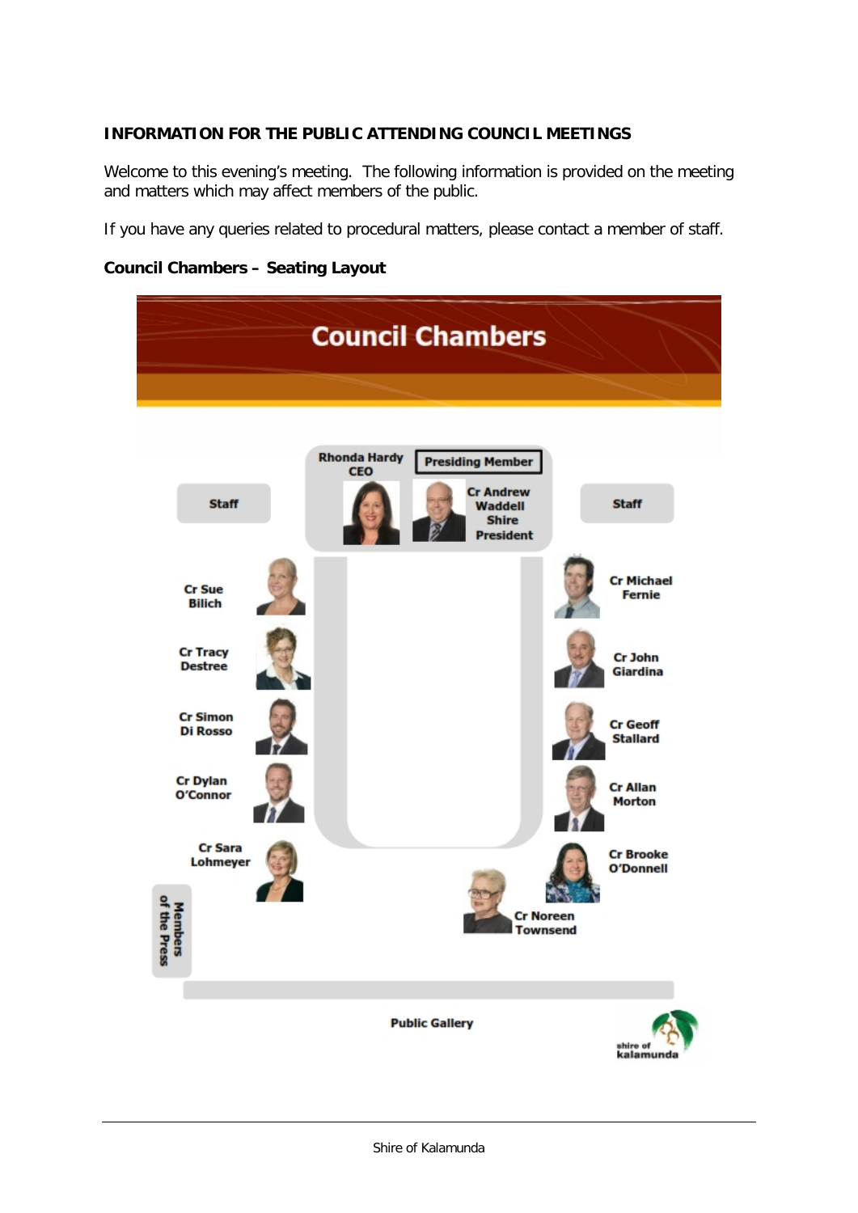**INFORMATION FOR THE PUBLIC ATTENDING COUNCIL MEETINGS**

Welcome to this evening's meeting. The following information is provided on the meeting and matters which may affect members of the public.

If you have any queries related to procedural matters, please contact a member of staff.

**Council Chambers – Seating Layout**

Council Chambers

Rhonda Hardy
CEO

Presiding Member

Cr Andrew Waddell Shire President

Staff

Staff

Cr Sue Bilich

Cr Michael Fernie

Cr Tracy Destree

Cr John Giardina

Cr Simon Di Rosso

Cr Geoff Stallard

Cr Dylan O'Connor

Cr Allan Morton

Cr Sara Lohmeyer

Cr Brooke O'Donnell

Cr Noreen Townsend

Members of the Press

Public Gallery

shire of kalamunda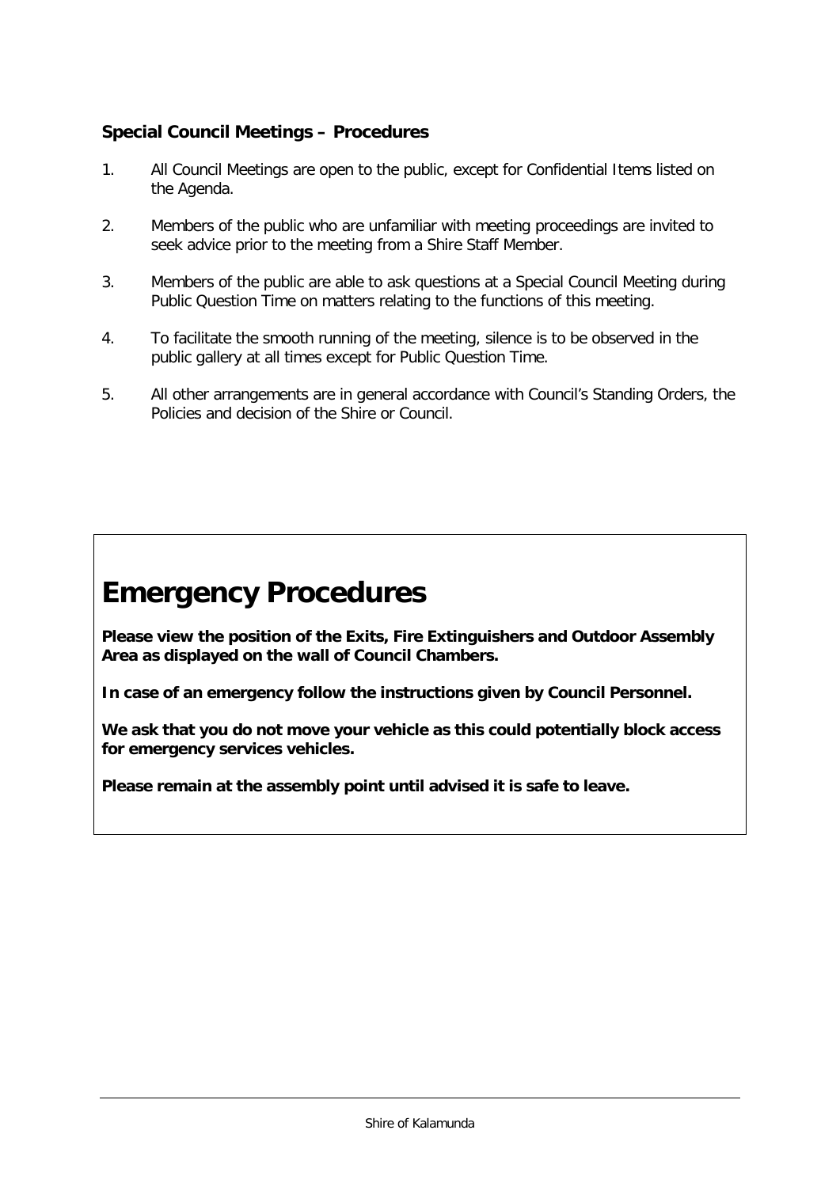**Special Council Meetings – Procedures**

1. All Council Meetings are open to the public, except for Confidential Items listed on the Agenda.

2. Members of the public who are unfamiliar with meeting proceedings are invited to seek advice prior to the meeting from a Shire Staff Member.

3. Members of the public are able to ask questions at a Special Council Meeting during Public Question Time on matters relating to the functions of this meeting.

4. To facilitate the smooth running of the meeting, silence is to be observed in the public gallery at all times except for Public Question Time.

5. All other arrangements are in general accordance with Council's Standing Orders, the Policies and decision of the Shire or Council.

# Emergency Procedures

**Please view the position of the Exits, Fire Extinguishers and Outdoor Assembly Area as displayed on the wall of Council Chambers.**

**In case of an emergency follow the instructions given by Council Personnel.**

**We ask that you do not move your vehicle as this could potentially block access for emergency services vehicles.**

**Please remain at the assembly point until advised it is safe to leave.**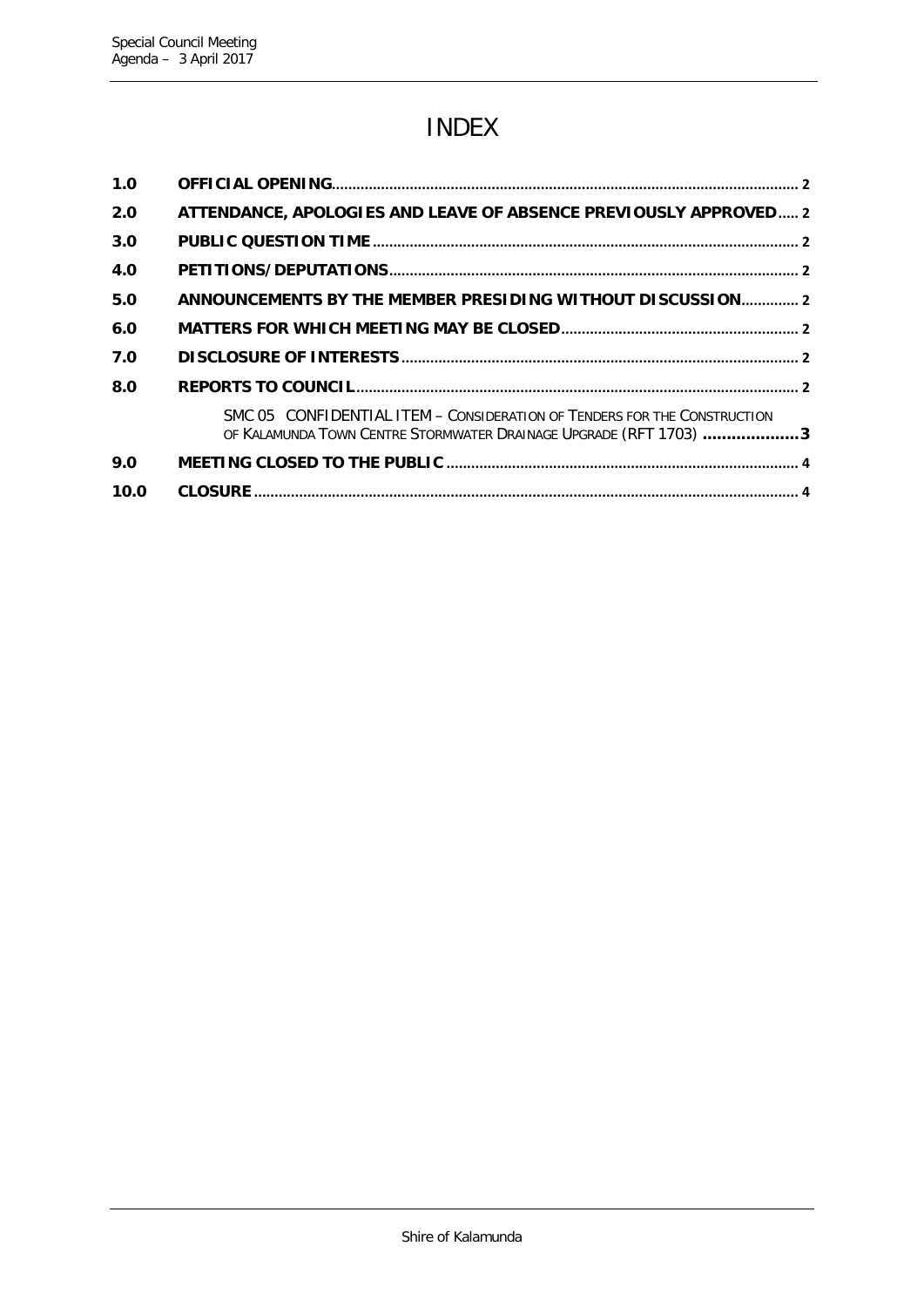# INDEX

| | | |
|---|---|---|
| **1.0** | **OFFICIAL OPENING** | 2 |
| **2.0** | **ATTENDANCE, APOLOGIES AND LEAVE OF ABSENCE PREVIOUSLY APPROVED** | 2 |
| **3.0** | **PUBLIC QUESTION TIME** | 2 |
| **4.0** | **PETITIONS/DEPUTATIONS** | 2 |
| **5.0** | **ANNOUNCEMENTS BY THE MEMBER PRESIDING WITHOUT DISCUSSION** | 2 |
| **6.0** | **MATTERS FOR WHICH MEETING MAY BE CLOSED** | 2 |
| **7.0** | **DISCLOSURE OF INTERESTS** | 2 |
| **8.0** | **REPORTS TO COUNCIL** | 2 |
| | SMC 05 CONFIDENTIAL ITEM – CONSIDERATION OF TENDERS FOR THE CONSTRUCTION OF KALAMUNDA TOWN CENTRE STORMWATER DRAINAGE UPGRADE (RFT 1703) | **3** |
| **9.0** | **MEETING CLOSED TO THE PUBLIC** | 4 |
| **10.0** | **CLOSURE** | 4 |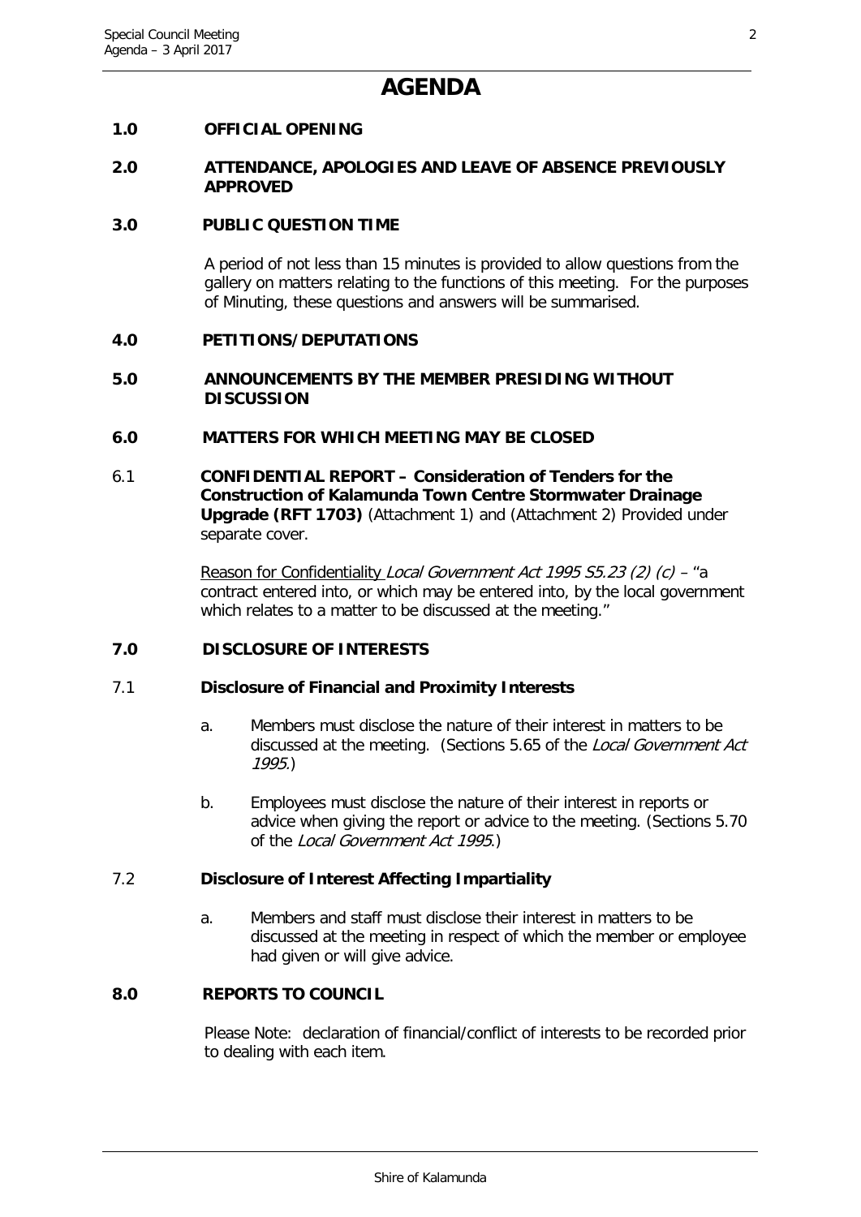# AGENDA

## 1.0 OFFICIAL OPENING

## 2.0 ATTENDANCE, APOLOGIES AND LEAVE OF ABSENCE PREVIOUSLY APPROVED

## 3.0 PUBLIC QUESTION TIME

A period of not less than 15 minutes is provided to allow questions from the gallery on matters relating to the functions of this meeting. For the purposes of Minuting, these questions and answers will be summarised.

## 4.0 PETITIONS/DEPUTATIONS

## 5.0 ANNOUNCEMENTS BY THE MEMBER PRESIDING WITHOUT DISCUSSION

## 6.0 MATTERS FOR WHICH MEETING MAY BE CLOSED

6.1 **CONFIDENTIAL REPORT – Consideration of Tenders for the Construction of Kalamunda Town Centre Stormwater Drainage Upgrade (RFT 1703)** (Attachment 1) and (Attachment 2) Provided under separate cover.

Reason for Confidentiality *Local Government Act 1995 S5.23 (2) (c)* – "a contract entered into, or which may be entered into, by the local government which relates to a matter to be discussed at the meeting."

## 7.0 DISCLOSURE OF INTERESTS

### 7.1 Disclosure of Financial and Proximity Interests

a. Members must disclose the nature of their interest in matters to be discussed at the meeting. (Sections 5.65 of the *Local Government Act 1995*.)

b. Employees must disclose the nature of their interest in reports or advice when giving the report or advice to the meeting. (Sections 5.70 of the *Local Government Act 1995*.)

### 7.2 Disclosure of Interest Affecting Impartiality

a. Members and staff must disclose their interest in matters to be discussed at the meeting in respect of which the member or employee had given or will give advice.

## 8.0 REPORTS TO COUNCIL

Please Note: declaration of financial/conflict of interests to be recorded prior to dealing with each item.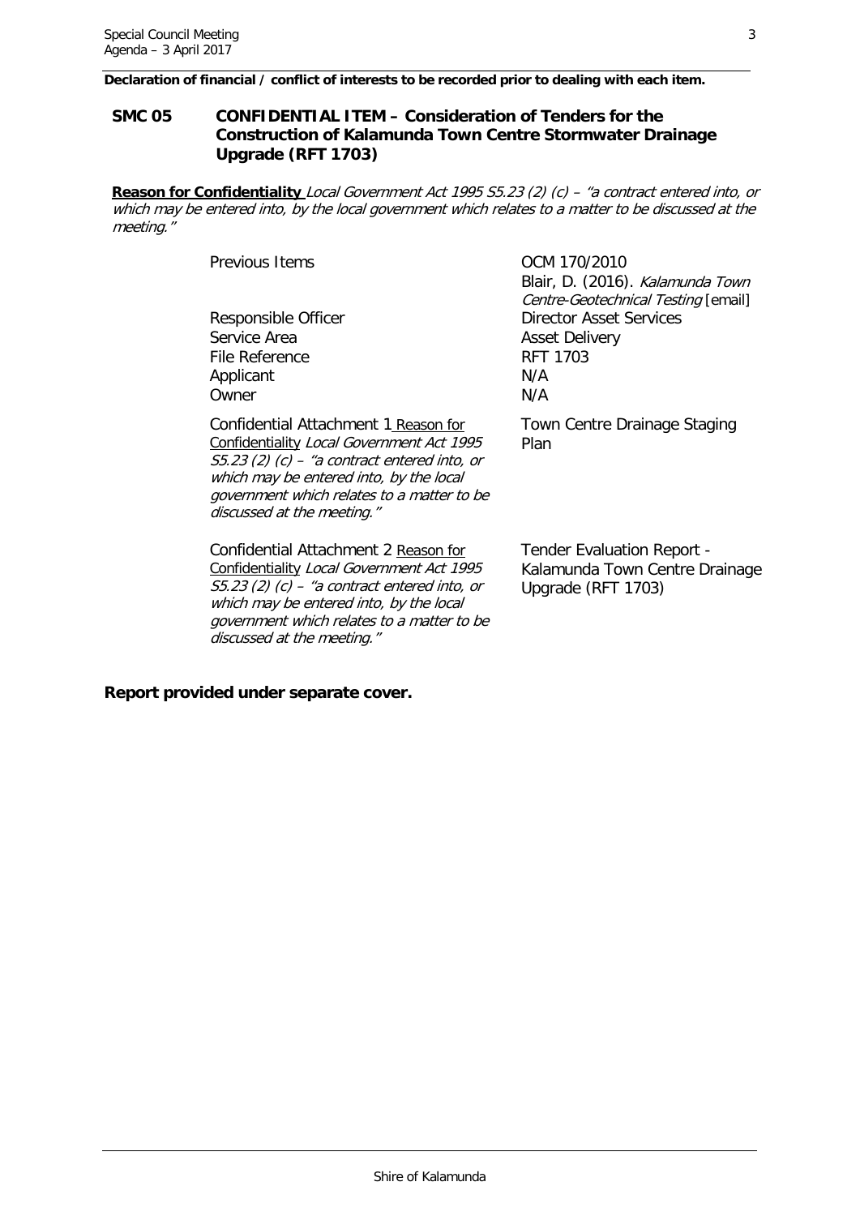**Declaration of financial / conflict of interests to be recorded prior to dealing with each item.**

## SMC 05 CONFIDENTIAL ITEM – Consideration of Tenders for the Construction of Kalamunda Town Centre Stormwater Drainage Upgrade (RFT 1703)

**Reason for Confidentiality** *Local Government Act 1995 S5.23 (2) (c) – "a contract entered into, or which may be entered into, by the local government which relates to a matter to be discussed at the meeting."*

| | |
|---|---|
| Previous Items | OCM 170/2010<br>Blair, D. (2016). *Kalamunda Town Centre-Geotechnical Testing* [email] |
| Responsible Officer | Director Asset Services |
| Service Area | Asset Delivery |
| File Reference | RFT 1703 |
| Applicant | N/A |
| Owner | N/A |
| Confidential Attachment 1 Reason for Confidentiality *Local Government Act 1995 S5.23 (2) (c) – "a contract entered into, or which may be entered into, by the local government which relates to a matter to be discussed at the meeting."* | Town Centre Drainage Staging Plan |
| Confidential Attachment 2 Reason for Confidentiality *Local Government Act 1995 S5.23 (2) (c) – "a contract entered into, or which may be entered into, by the local government which relates to a matter to be discussed at the meeting."* | Tender Evaluation Report - Kalamunda Town Centre Drainage Upgrade (RFT 1703) |

**Report provided under separate cover.**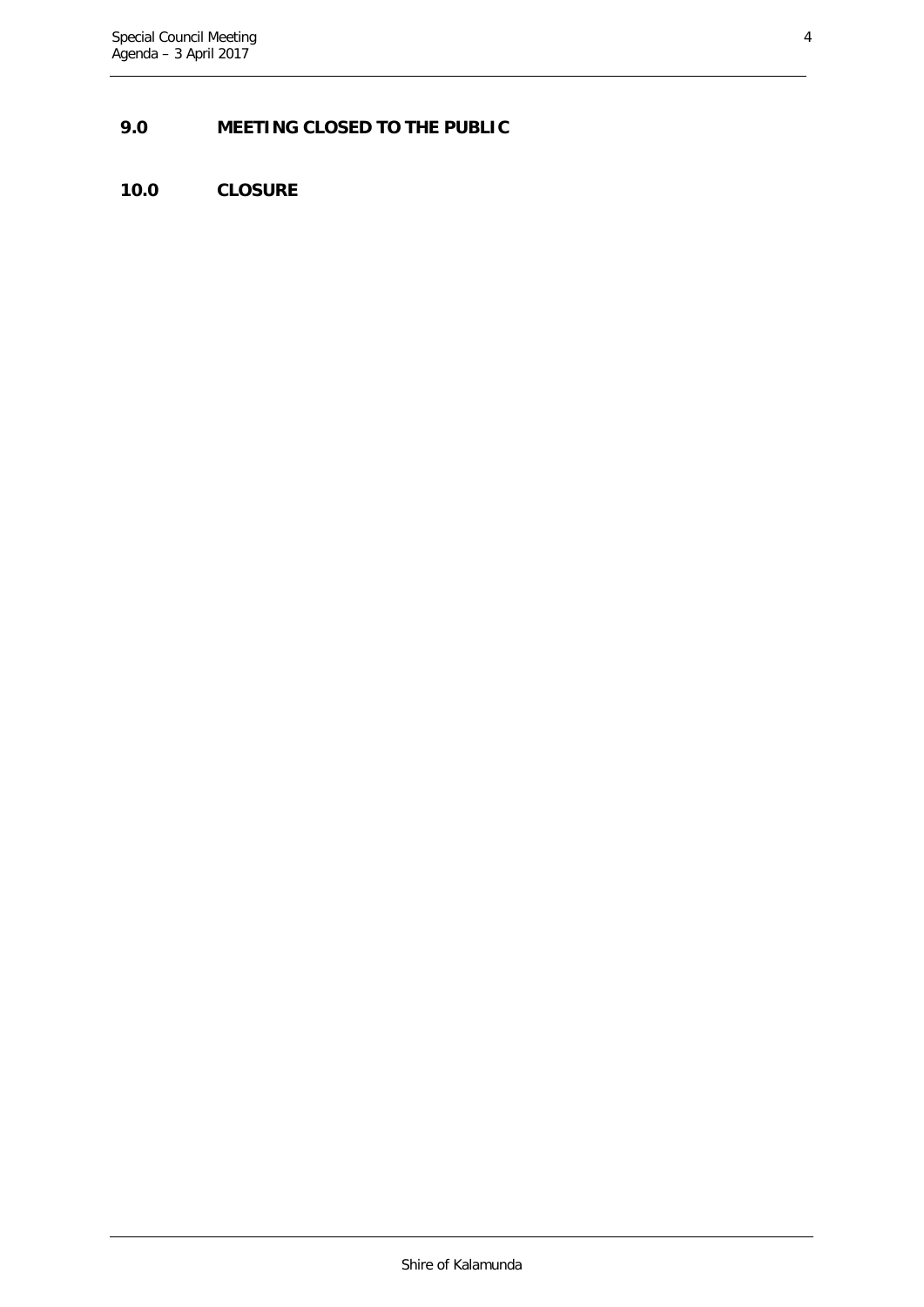## 9.0 MEETING CLOSED TO THE PUBLIC

## 10.0 CLOSURE